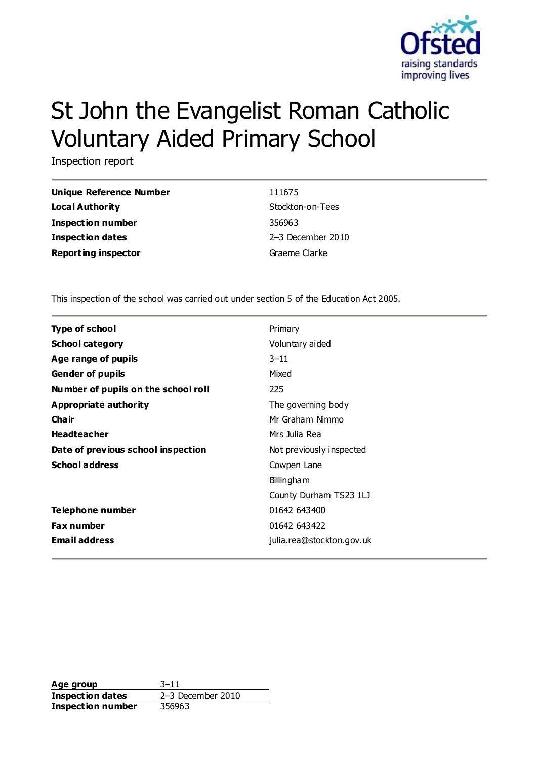# St John the Evangelist Roman Catholic Voluntary Aided Primary School

Inspection report

| | |
|---|---|
| **Unique Reference Number** | 111675 |
| **Local Authority** | Stockton-on-Tees |
| **Inspection number** | 356963 |
| **Inspection dates** | 2–3 December 2010 |
| **Reporting inspector** | Graeme Clarke |

This inspection of the school was carried out under section 5 of the Education Act 2005.

| | |
|---|---|
| **Type of school** | Primary |
| **School category** | Voluntary aided |
| **Age range of pupils** | 3–11 |
| **Gender of pupils** | Mixed |
| **Number of pupils on the school roll** | 225 |
| **Appropriate authority** | The governing body |
| **Chair** | Mr Graham Nimmo |
| **Headteacher** | Mrs Julia Rea |
| **Date of previous school inspection** | Not previously inspected |
| **School address** | Cowpen Lane<br>Billingham<br>County Durham TS23 1LJ |
| **Telephone number** | 01642 643400 |
| **Fax number** | 01642 643422 |
| **Email address** | julia.rea@stockton.gov.uk |

| | |
|---|---|
| **Age group** | 3–11 |
| **Inspection dates** | 2–3 December 2010 |
| **Inspection number** | 356963 |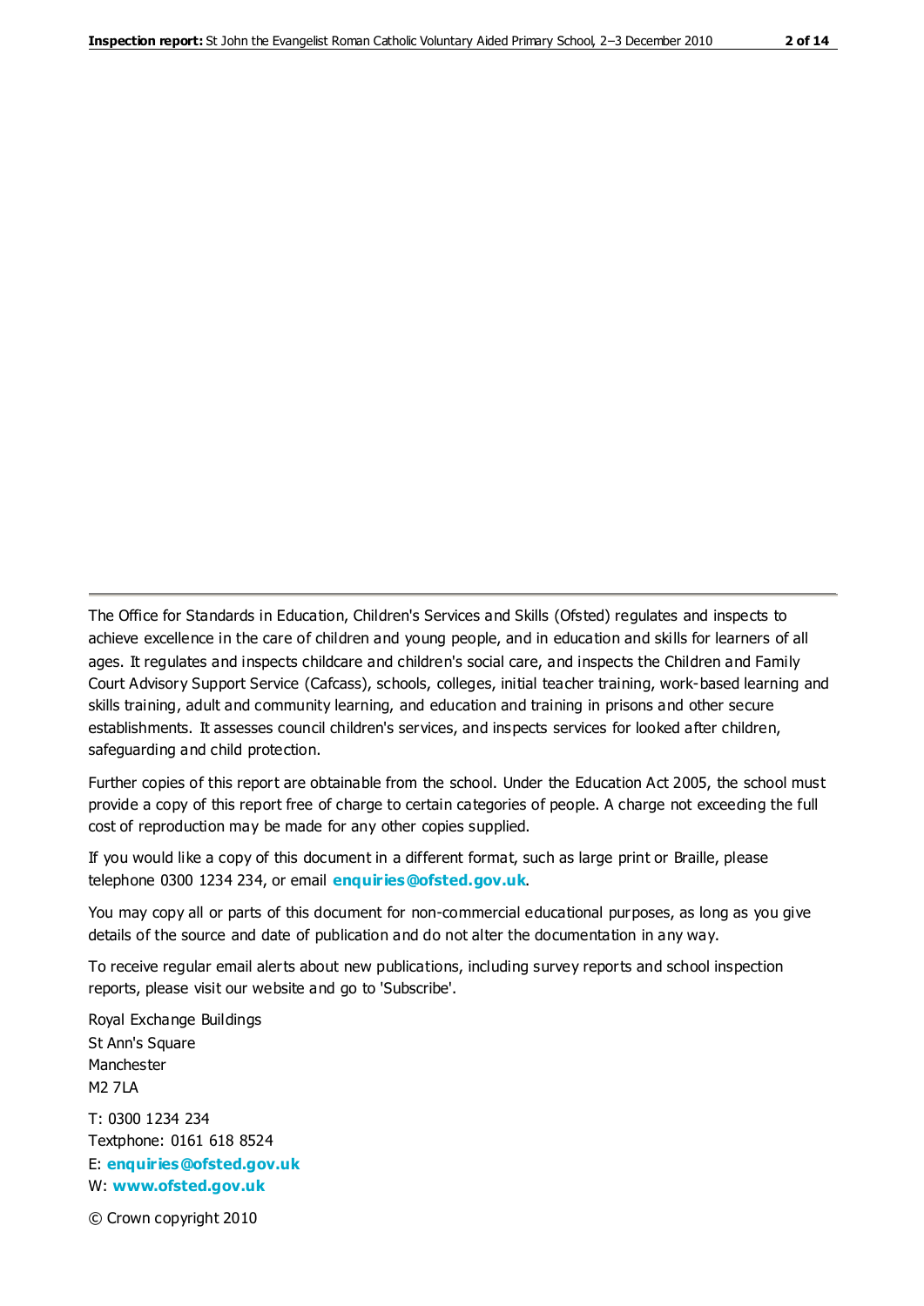The Office for Standards in Education, Children's Services and Skills (Ofsted) regulates and inspects to achieve excellence in the care of children and young people, and in education and skills for learners of all ages. It regulates and inspects childcare and children's social care, and inspects the Children and Family Court Advisory Support Service (Cafcass), schools, colleges, initial teacher training, work-based learning and skills training, adult and community learning, and education and training in prisons and other secure establishments. It assesses council children's services, and inspects services for looked after children, safeguarding and child protection.

Further copies of this report are obtainable from the school. Under the Education Act 2005, the school must provide a copy of this report free of charge to certain categories of people. A charge not exceeding the full cost of reproduction may be made for any other copies supplied.

If you would like a copy of this document in a different format, such as large print or Braille, please telephone 0300 1234 234, or email **enquiries@ofsted.gov.uk**.

You may copy all or parts of this document for non-commercial educational purposes, as long as you give details of the source and date of publication and do not alter the documentation in any way.

To receive regular email alerts about new publications, including survey reports and school inspection reports, please visit our website and go to 'Subscribe'.

Royal Exchange Buildings
St Ann's Square
Manchester
M2 7LA

T: 0300 1234 234
Textphone: 0161 618 8524
E: **enquiries@ofsted.gov.uk**
W: **www.ofsted.gov.uk**

© Crown copyright 2010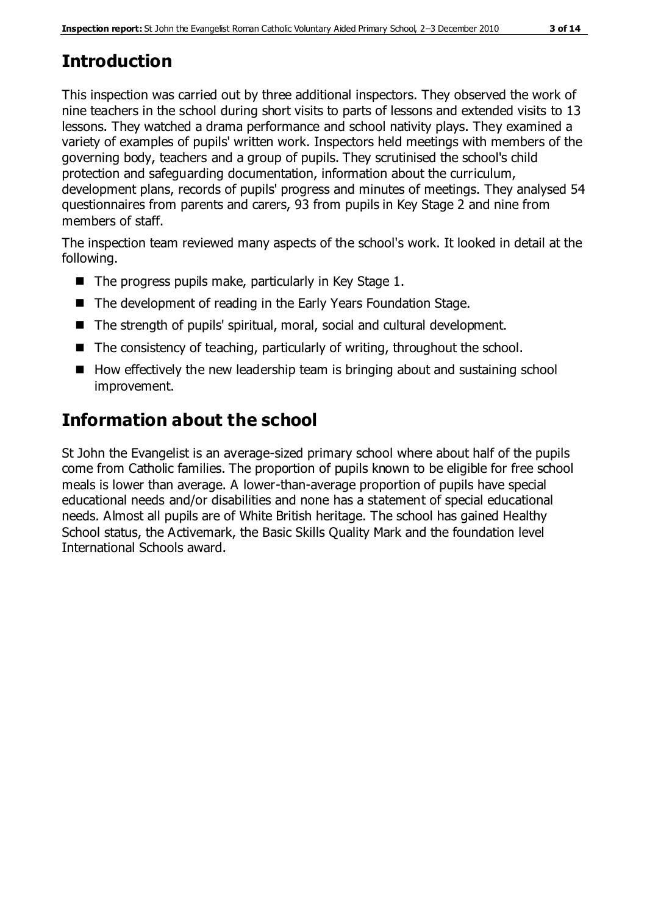## Introduction

This inspection was carried out by three additional inspectors. They observed the work of nine teachers in the school during short visits to parts of lessons and extended visits to 13 lessons. They watched a drama performance and school nativity plays. They examined a variety of examples of pupils' written work. Inspectors held meetings with members of the governing body, teachers and a group of pupils. They scrutinised the school's child protection and safeguarding documentation, information about the curriculum, development plans, records of pupils' progress and minutes of meetings. They analysed 54 questionnaires from parents and carers, 93 from pupils in Key Stage 2 and nine from members of staff.

The inspection team reviewed many aspects of the school's work. It looked in detail at the following.

- The progress pupils make, particularly in Key Stage 1.
- The development of reading in the Early Years Foundation Stage.
- The strength of pupils' spiritual, moral, social and cultural development.
- The consistency of teaching, particularly of writing, throughout the school.
- How effectively the new leadership team is bringing about and sustaining school improvement.

## Information about the school

St John the Evangelist is an average-sized primary school where about half of the pupils come from Catholic families. The proportion of pupils known to be eligible for free school meals is lower than average. A lower-than-average proportion of pupils have special educational needs and/or disabilities and none has a statement of special educational needs. Almost all pupils are of White British heritage. The school has gained Healthy School status, the Activemark, the Basic Skills Quality Mark and the foundation level International Schools award.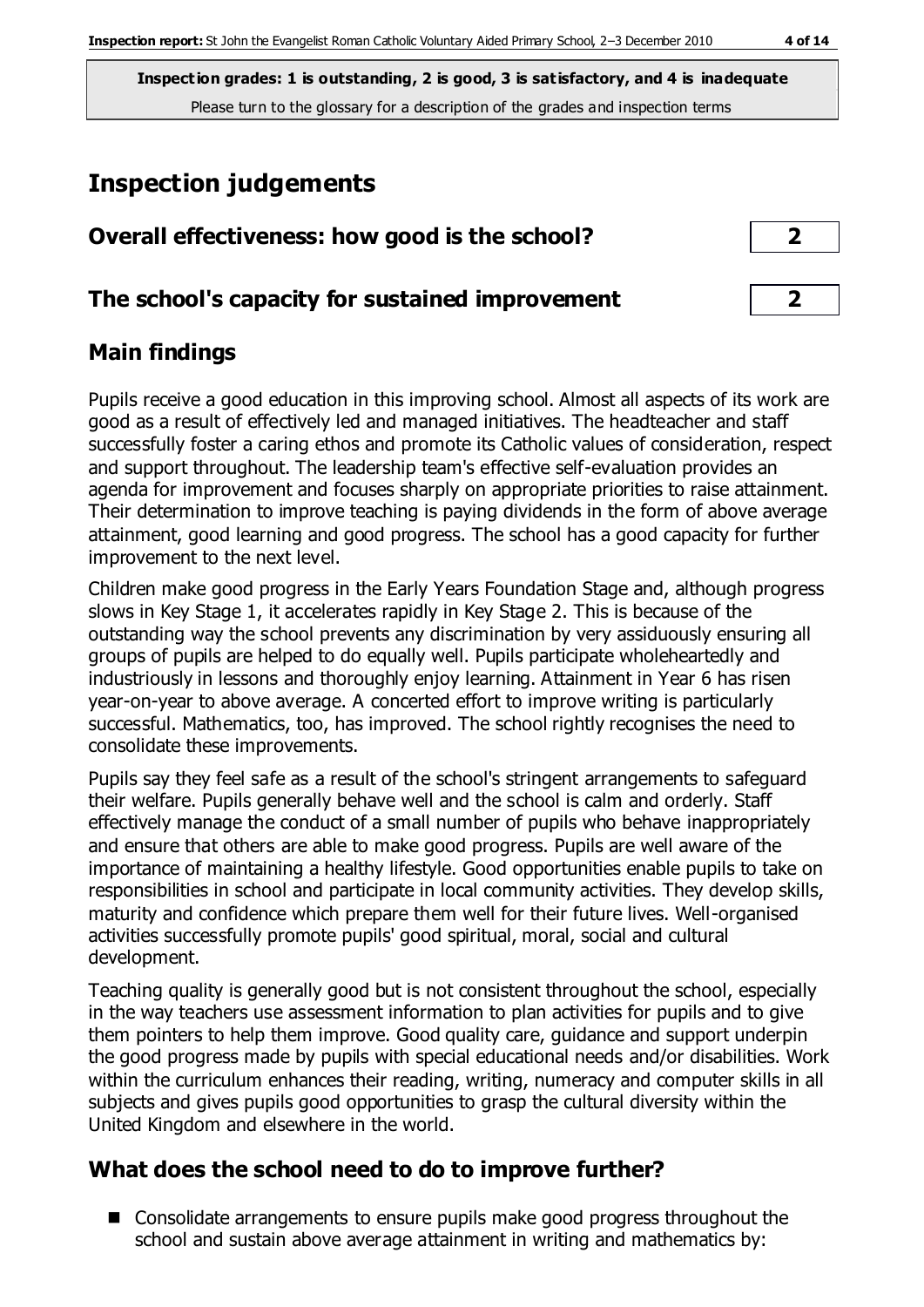**Inspection grades: 1 is outstanding, 2 is good, 3 is satisfactory, and 4 is inadequate**
Please turn to the glossary for a description of the grades and inspection terms

# Inspection judgements

## Overall effectiveness: how good is the school?

**2**

## The school's capacity for sustained improvement

**2**

## Main findings

Pupils receive a good education in this improving school. Almost all aspects of its work are good as a result of effectively led and managed initiatives. The headteacher and staff successfully foster a caring ethos and promote its Catholic values of consideration, respect and support throughout. The leadership team's effective self-evaluation provides an agenda for improvement and focuses sharply on appropriate priorities to raise attainment. Their determination to improve teaching is paying dividends in the form of above average attainment, good learning and good progress. The school has a good capacity for further improvement to the next level.

Children make good progress in the Early Years Foundation Stage and, although progress slows in Key Stage 1, it accelerates rapidly in Key Stage 2. This is because of the outstanding way the school prevents any discrimination by very assiduously ensuring all groups of pupils are helped to do equally well. Pupils participate wholeheartedly and industriously in lessons and thoroughly enjoy learning. Attainment in Year 6 has risen year-on-year to above average. A concerted effort to improve writing is particularly successful. Mathematics, too, has improved. The school rightly recognises the need to consolidate these improvements.

Pupils say they feel safe as a result of the school's stringent arrangements to safeguard their welfare. Pupils generally behave well and the school is calm and orderly. Staff effectively manage the conduct of a small number of pupils who behave inappropriately and ensure that others are able to make good progress. Pupils are well aware of the importance of maintaining a healthy lifestyle. Good opportunities enable pupils to take on responsibilities in school and participate in local community activities. They develop skills, maturity and confidence which prepare them well for their future lives. Well-organised activities successfully promote pupils' good spiritual, moral, social and cultural development.

Teaching quality is generally good but is not consistent throughout the school, especially in the way teachers use assessment information to plan activities for pupils and to give them pointers to help them improve. Good quality care, guidance and support underpin the good progress made by pupils with special educational needs and/or disabilities. Work within the curriculum enhances their reading, writing, numeracy and computer skills in all subjects and gives pupils good opportunities to grasp the cultural diversity within the United Kingdom and elsewhere in the world.

## What does the school need to do to improve further?

- Consolidate arrangements to ensure pupils make good progress throughout the school and sustain above average attainment in writing and mathematics by: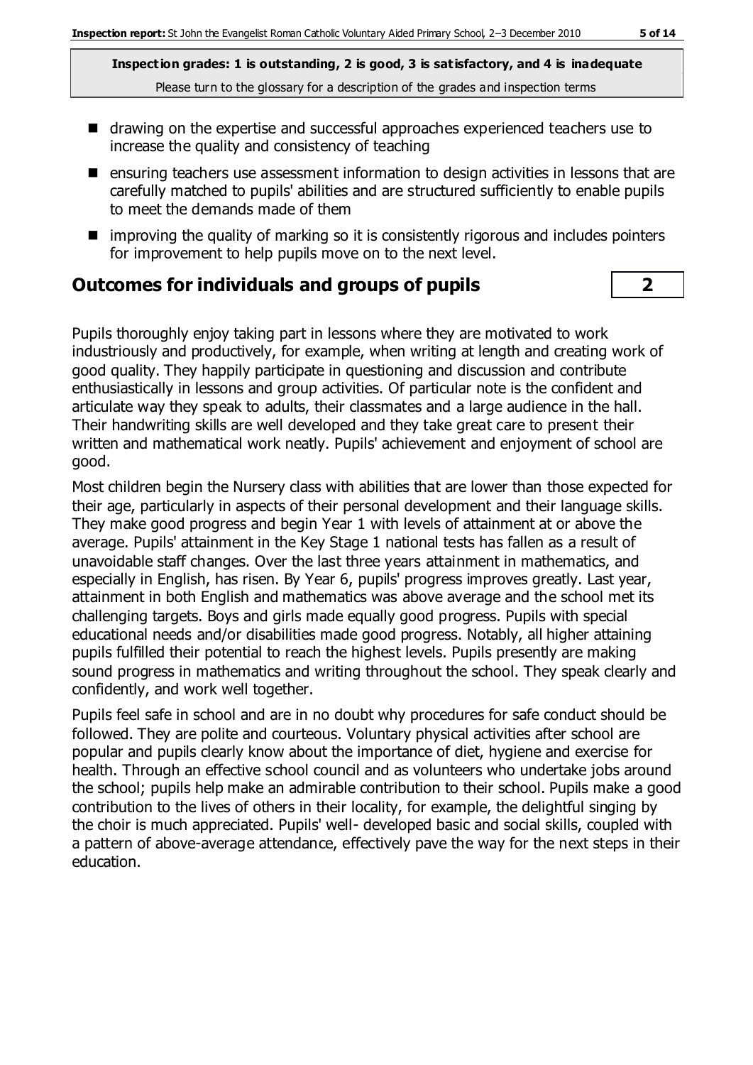**Inspection grades: 1 is outstanding, 2 is good, 3 is satisfactory, and 4 is inadequate**
Please turn to the glossary for a description of the grades and inspection terms

- drawing on the expertise and successful approaches experienced teachers use to increase the quality and consistency of teaching
- ensuring teachers use assessment information to design activities in lessons that are carefully matched to pupils' abilities and are structured sufficiently to enable pupils to meet the demands made of them
- improving the quality of marking so it is consistently rigorous and includes pointers for improvement to help pupils move on to the next level.

## Outcomes for individuals and groups of pupils — 2

Pupils thoroughly enjoy taking part in lessons where they are motivated to work industriously and productively, for example, when writing at length and creating work of good quality. They happily participate in questioning and discussion and contribute enthusiastically in lessons and group activities. Of particular note is the confident and articulate way they speak to adults, their classmates and a large audience in the hall. Their handwriting skills are well developed and they take great care to present their written and mathematical work neatly. Pupils' achievement and enjoyment of school are good.

Most children begin the Nursery class with abilities that are lower than those expected for their age, particularly in aspects of their personal development and their language skills. They make good progress and begin Year 1 with levels of attainment at or above the average. Pupils' attainment in the Key Stage 1 national tests has fallen as a result of unavoidable staff changes. Over the last three years attainment in mathematics, and especially in English, has risen. By Year 6, pupils' progress improves greatly. Last year, attainment in both English and mathematics was above average and the school met its challenging targets. Boys and girls made equally good progress. Pupils with special educational needs and/or disabilities made good progress. Notably, all higher attaining pupils fulfilled their potential to reach the highest levels. Pupils presently are making sound progress in mathematics and writing throughout the school. They speak clearly and confidently, and work well together.

Pupils feel safe in school and are in no doubt why procedures for safe conduct should be followed. They are polite and courteous. Voluntary physical activities after school are popular and pupils clearly know about the importance of diet, hygiene and exercise for health. Through an effective school council and as volunteers who undertake jobs around the school; pupils help make an admirable contribution to their school. Pupils make a good contribution to the lives of others in their locality, for example, the delightful singing by the choir is much appreciated. Pupils' well- developed basic and social skills, coupled with a pattern of above-average attendance, effectively pave the way for the next steps in their education.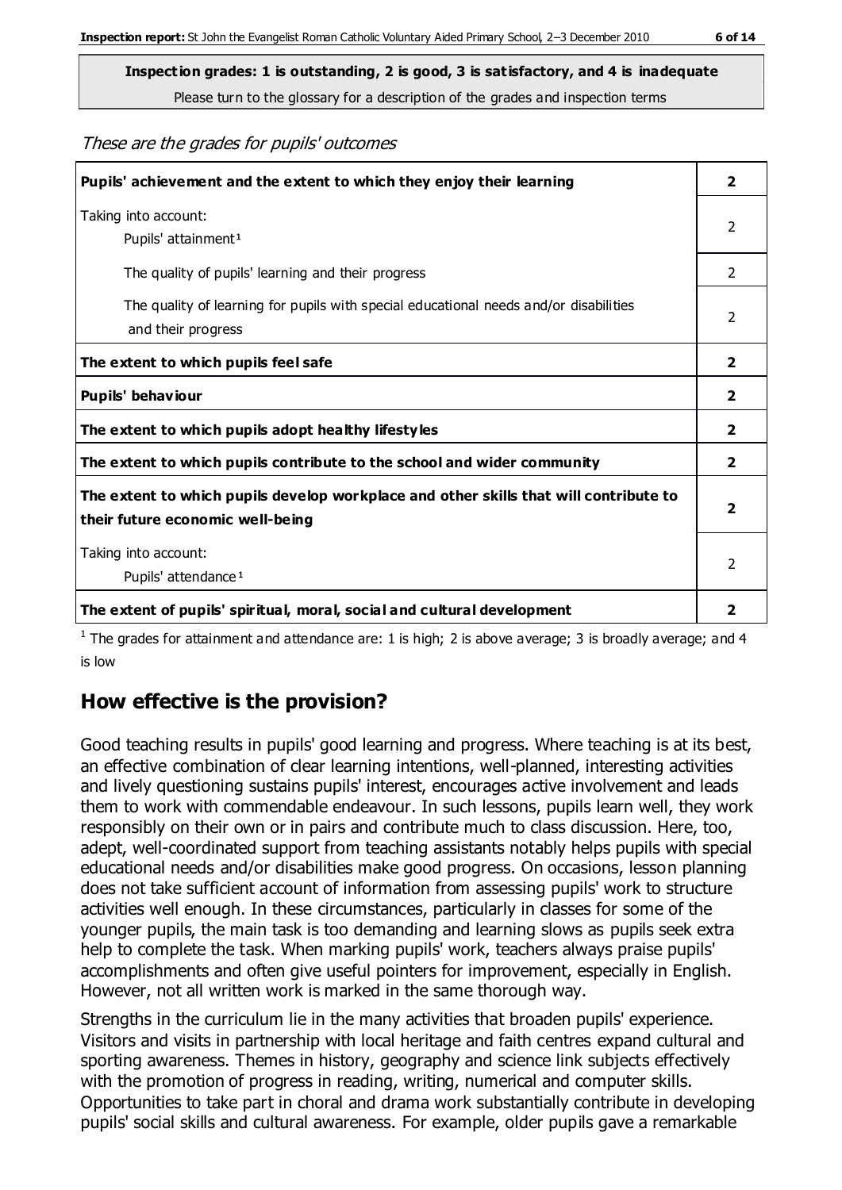**Inspection grades: 1 is outstanding, 2 is good, 3 is satisfactory, and 4 is inadequate**

Please turn to the glossary for a description of the grades and inspection terms

*These are the grades for pupils' outcomes*

| | |
|---|---|
| **Pupils' achievement and the extent to which they enjoy their learning** | **2** |
| Taking into account: Pupils' attainment[1] | 2 |
| The quality of pupils' learning and their progress | 2 |
| The quality of learning for pupils with special educational needs and/or disabilities and their progress | 2 |
| **The extent to which pupils feel safe** | **2** |
| **Pupils' behaviour** | **2** |
| **The extent to which pupils adopt healthy lifestyles** | **2** |
| **The extent to which pupils contribute to the school and wider community** | **2** |
| **The extent to which pupils develop workplace and other skills that will contribute to their future economic well-being** | **2** |
| Taking into account: Pupils' attendance[1] | 2 |
| **The extent of pupils' spiritual, moral, social and cultural development** | **2** |

[1] The grades for attainment and attendance are: 1 is high; 2 is above average; 3 is broadly average; and 4 is low

## How effective is the provision?

Good teaching results in pupils' good learning and progress. Where teaching is at its best, an effective combination of clear learning intentions, well-planned, interesting activities and lively questioning sustains pupils' interest, encourages active involvement and leads them to work with commendable endeavour. In such lessons, pupils learn well, they work responsibly on their own or in pairs and contribute much to class discussion. Here, too, adept, well-coordinated support from teaching assistants notably helps pupils with special educational needs and/or disabilities make good progress. On occasions, lesson planning does not take sufficient account of information from assessing pupils' work to structure activities well enough. In these circumstances, particularly in classes for some of the younger pupils, the main task is too demanding and learning slows as pupils seek extra help to complete the task. When marking pupils' work, teachers always praise pupils' accomplishments and often give useful pointers for improvement, especially in English. However, not all written work is marked in the same thorough way.

Strengths in the curriculum lie in the many activities that broaden pupils' experience. Visitors and visits in partnership with local heritage and faith centres expand cultural and sporting awareness. Themes in history, geography and science link subjects effectively with the promotion of progress in reading, writing, numerical and computer skills. Opportunities to take part in choral and drama work substantially contribute in developing pupils' social skills and cultural awareness. For example, older pupils gave a remarkable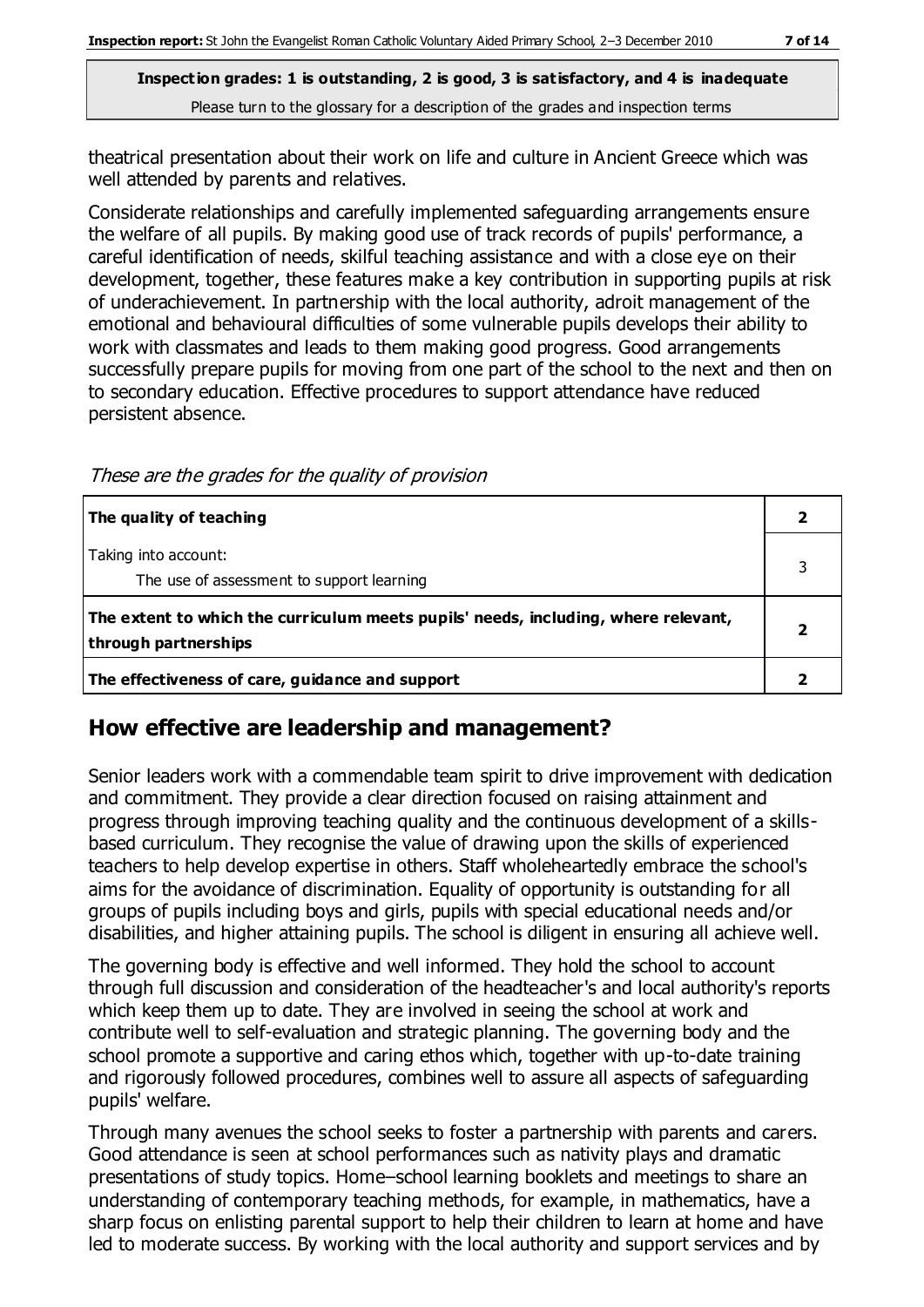theatrical presentation about their work on life and culture in Ancient Greece which was well attended by parents and relatives.

Considerate relationships and carefully implemented safeguarding arrangements ensure the welfare of all pupils. By making good use of track records of pupils' performance, a careful identification of needs, skilful teaching assistance and with a close eye on their development, together, these features make a key contribution in supporting pupils at risk of underachievement. In partnership with the local authority, adroit management of the emotional and behavioural difficulties of some vulnerable pupils develops their ability to work with classmates and leads to them making good progress. Good arrangements successfully prepare pupils for moving from one part of the school to the next and then on to secondary education. Effective procedures to support attendance have reduced persistent absence.

*These are the grades for the quality of provision*

| | |
|---|---|
| **The quality of teaching** | **2** |
| Taking into account:<br>The use of assessment to support learning | 3 |
| **The extent to which the curriculum meets pupils' needs, including, where relevant, through partnerships** | **2** |
| **The effectiveness of care, guidance and support** | **2** |

## How effective are leadership and management?

Senior leaders work with a commendable team spirit to drive improvement with dedication and commitment. They provide a clear direction focused on raising attainment and progress through improving teaching quality and the continuous development of a skills-based curriculum. They recognise the value of drawing upon the skills of experienced teachers to help develop expertise in others. Staff wholeheartedly embrace the school's aims for the avoidance of discrimination. Equality of opportunity is outstanding for all groups of pupils including boys and girls, pupils with special educational needs and/or disabilities, and higher attaining pupils. The school is diligent in ensuring all achieve well.

The governing body is effective and well informed. They hold the school to account through full discussion and consideration of the headteacher's and local authority's reports which keep them up to date. They are involved in seeing the school at work and contribute well to self-evaluation and strategic planning. The governing body and the school promote a supportive and caring ethos which, together with up-to-date training and rigorously followed procedures, combines well to assure all aspects of safeguarding pupils' welfare.

Through many avenues the school seeks to foster a partnership with parents and carers. Good attendance is seen at school performances such as nativity plays and dramatic presentations of study topics. Home–school learning booklets and meetings to share an understanding of contemporary teaching methods, for example, in mathematics, have a sharp focus on enlisting parental support to help their children to learn at home and have led to moderate success. By working with the local authority and support services and by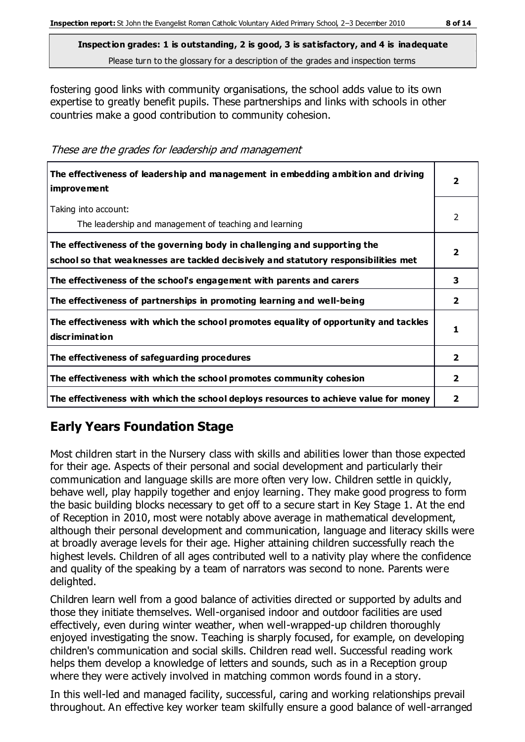**Inspection grades: 1 is outstanding, 2 is good, 3 is satisfactory, and 4 is inadequate**
Please turn to the glossary for a description of the grades and inspection terms

fostering good links with community organisations, the school adds value to its own expertise to greatly benefit pupils. These partnerships and links with schools in other countries make a good contribution to community cohesion.

*These are the grades for leadership and management*

| | |
|---|---|
| **The effectiveness of leadership and management in embedding ambition and driving improvement** | **2** |
| Taking into account: The leadership and management of teaching and learning | 2 |
| **The effectiveness of the governing body in challenging and supporting the school so that weaknesses are tackled decisively and statutory responsibilities met** | **2** |
| **The effectiveness of the school's engagement with parents and carers** | **3** |
| **The effectiveness of partnerships in promoting learning and well-being** | **2** |
| **The effectiveness with which the school promotes equality of opportunity and tackles discrimination** | **1** |
| **The effectiveness of safeguarding procedures** | **2** |
| **The effectiveness with which the school promotes community cohesion** | **2** |
| **The effectiveness with which the school deploys resources to achieve value for money** | **2** |

## Early Years Foundation Stage

Most children start in the Nursery class with skills and abilities lower than those expected for their age. Aspects of their personal and social development and particularly their communication and language skills are more often very low. Children settle in quickly, behave well, play happily together and enjoy learning. They make good progress to form the basic building blocks necessary to get off to a secure start in Key Stage 1. At the end of Reception in 2010, most were notably above average in mathematical development, although their personal development and communication, language and literacy skills were at broadly average levels for their age. Higher attaining children successfully reach the highest levels. Children of all ages contributed well to a nativity play where the confidence and quality of the speaking by a team of narrators was second to none. Parents were delighted.

Children learn well from a good balance of activities directed or supported by adults and those they initiate themselves. Well-organised indoor and outdoor facilities are used effectively, even during winter weather, when well-wrapped-up children thoroughly enjoyed investigating the snow. Teaching is sharply focused, for example, on developing children's communication and social skills. Children read well. Successful reading work helps them develop a knowledge of letters and sounds, such as in a Reception group where they were actively involved in matching common words found in a story.

In this well-led and managed facility, successful, caring and working relationships prevail throughout. An effective key worker team skilfully ensure a good balance of well-arranged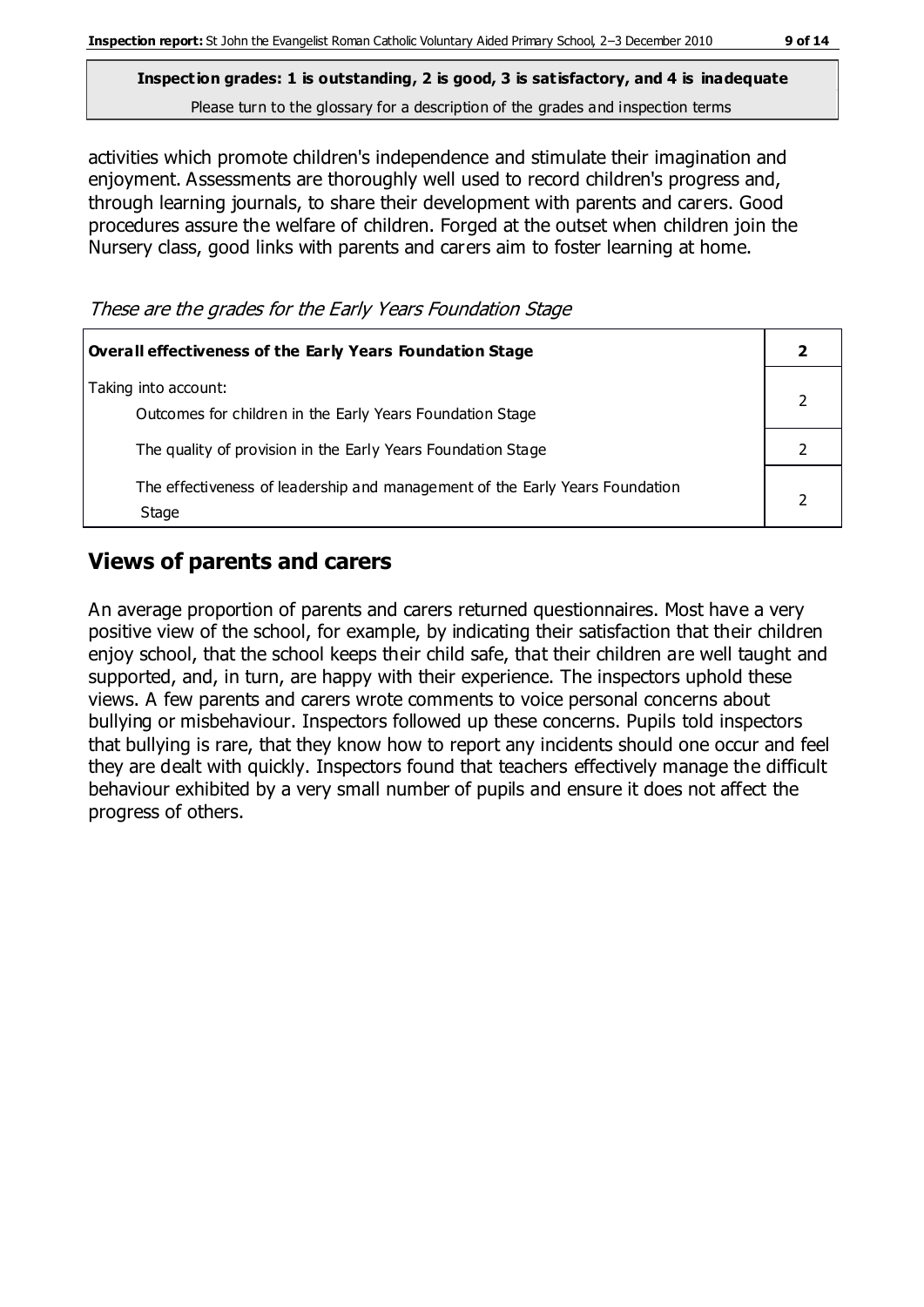**Inspection grades: 1 is outstanding, 2 is good, 3 is satisfactory, and 4 is inadequate**
Please turn to the glossary for a description of the grades and inspection terms

activities which promote children's independence and stimulate their imagination and enjoyment. Assessments are thoroughly well used to record children's progress and, through learning journals, to share their development with parents and carers. Good procedures assure the welfare of children. Forged at the outset when children join the Nursery class, good links with parents and carers aim to foster learning at home.

*These are the grades for the Early Years Foundation Stage*

| **Overall effectiveness of the Early Years Foundation Stage** | **2** |
|---|---|
| Taking into account: Outcomes for children in the Early Years Foundation Stage | 2 |
| The quality of provision in the Early Years Foundation Stage | 2 |
| The effectiveness of leadership and management of the Early Years Foundation Stage | 2 |

## Views of parents and carers

An average proportion of parents and carers returned questionnaires. Most have a very positive view of the school, for example, by indicating their satisfaction that their children enjoy school, that the school keeps their child safe, that their children are well taught and supported, and, in turn, are happy with their experience. The inspectors uphold these views. A few parents and carers wrote comments to voice personal concerns about bullying or misbehaviour. Inspectors followed up these concerns. Pupils told inspectors that bullying is rare, that they know how to report any incidents should one occur and feel they are dealt with quickly. Inspectors found that teachers effectively manage the difficult behaviour exhibited by a very small number of pupils and ensure it does not affect the progress of others.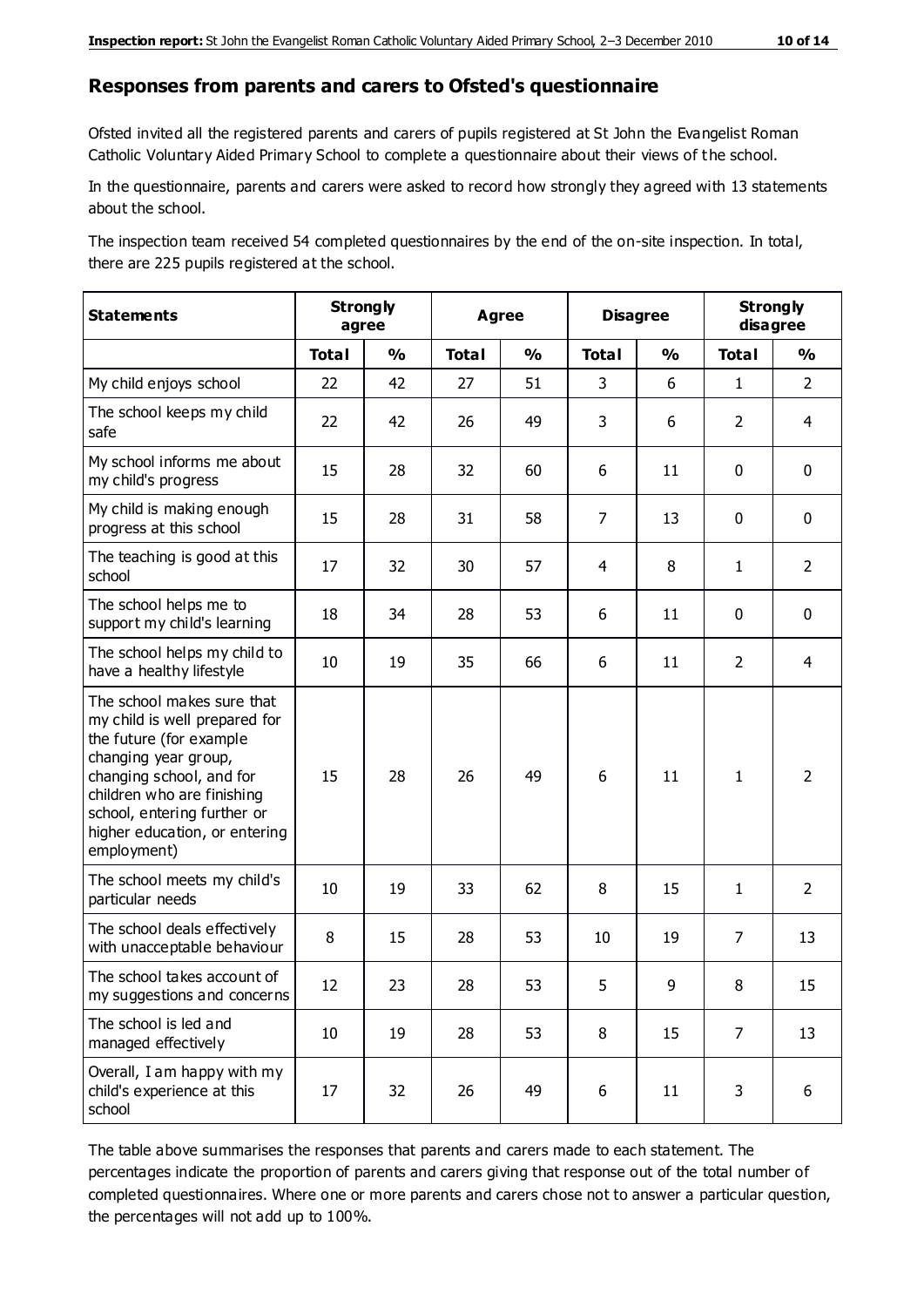## Responses from parents and carers to Ofsted's questionnaire

Ofsted invited all the registered parents and carers of pupils registered at St John the Evangelist Roman Catholic Voluntary Aided Primary School to complete a questionnaire about their views of the school.

In the questionnaire, parents and carers were asked to record how strongly they agreed with 13 statements about the school.

The inspection team received 54 completed questionnaires by the end of the on-site inspection. In total, there are 225 pupils registered at the school.

| Statements | Strongly agree | | Agree | | Disagree | | Strongly disagree | |
|---|---|---|---|---|---|---|---|---|
| | **Total** | **%** | **Total** | **%** | **Total** | **%** | **Total** | **%** |
| My child enjoys school | 22 | 42 | 27 | 51 | 3 | 6 | 1 | 2 |
| The school keeps my child safe | 22 | 42 | 26 | 49 | 3 | 6 | 2 | 4 |
| My school informs me about my child's progress | 15 | 28 | 32 | 60 | 6 | 11 | 0 | 0 |
| My child is making enough progress at this school | 15 | 28 | 31 | 58 | 7 | 13 | 0 | 0 |
| The teaching is good at this school | 17 | 32 | 30 | 57 | 4 | 8 | 1 | 2 |
| The school helps me to support my child's learning | 18 | 34 | 28 | 53 | 6 | 11 | 0 | 0 |
| The school helps my child to have a healthy lifestyle | 10 | 19 | 35 | 66 | 6 | 11 | 2 | 4 |
| The school makes sure that my child is well prepared for the future (for example changing year group, changing school, and for children who are finishing school, entering further or higher education, or entering employment) | 15 | 28 | 26 | 49 | 6 | 11 | 1 | 2 |
| The school meets my child's particular needs | 10 | 19 | 33 | 62 | 8 | 15 | 1 | 2 |
| The school deals effectively with unacceptable behaviour | 8 | 15 | 28 | 53 | 10 | 19 | 7 | 13 |
| The school takes account of my suggestions and concerns | 12 | 23 | 28 | 53 | 5 | 9 | 8 | 15 |
| The school is led and managed effectively | 10 | 19 | 28 | 53 | 8 | 15 | 7 | 13 |
| Overall, I am happy with my child's experience at this school | 17 | 32 | 26 | 49 | 6 | 11 | 3 | 6 |

The table above summarises the responses that parents and carers made to each statement. The percentages indicate the proportion of parents and carers giving that response out of the total number of completed questionnaires. Where one or more parents and carers chose not to answer a particular question, the percentages will not add up to 100%.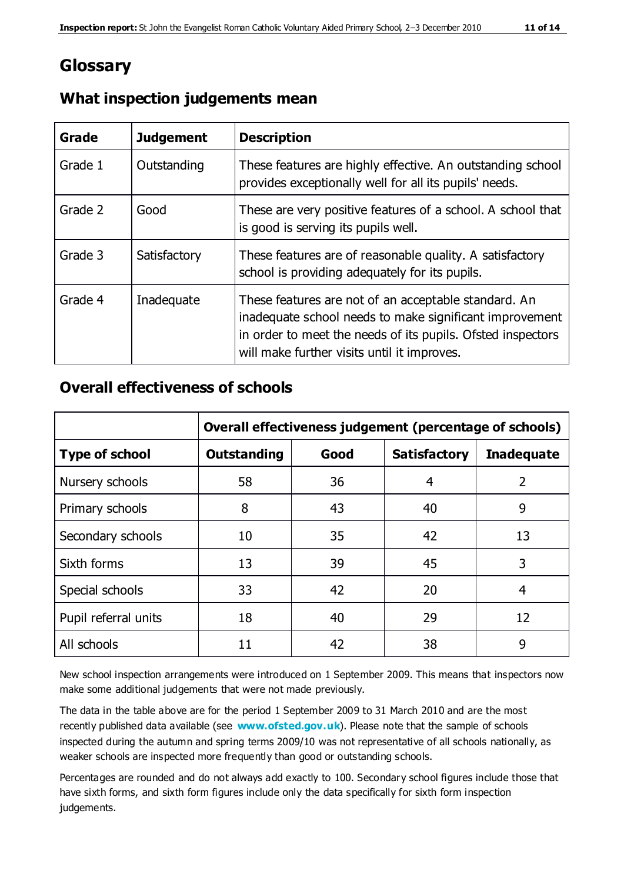# Glossary

## What inspection judgements mean

| Grade | Judgement | Description |
| --- | --- | --- |
| Grade 1 | Outstanding | These features are highly effective. An outstanding school provides exceptionally well for all its pupils' needs. |
| Grade 2 | Good | These are very positive features of a school. A school that is good is serving its pupils well. |
| Grade 3 | Satisfactory | These features are of reasonable quality. A satisfactory school is providing adequately for its pupils. |
| Grade 4 | Inadequate | These features are not of an acceptable standard. An inadequate school needs to make significant improvement in order to meet the needs of its pupils. Ofsted inspectors will make further visits until it improves. |

## Overall effectiveness of schools

| | **Overall effectiveness judgement (percentage of schools)** | | | |
| --- | --- | --- | --- | --- |
| **Type of school** | **Outstanding** | **Good** | **Satisfactory** | **Inadequate** |
| Nursery schools | 58 | 36 | 4 | 2 |
| Primary schools | 8 | 43 | 40 | 9 |
| Secondary schools | 10 | 35 | 42 | 13 |
| Sixth forms | 13 | 39 | 45 | 3 |
| Special schools | 33 | 42 | 20 | 4 |
| Pupil referral units | 18 | 40 | 29 | 12 |
| All schools | 11 | 42 | 38 | 9 |

New school inspection arrangements were introduced on 1 September 2009. This means that inspectors now make some additional judgements that were not made previously.

The data in the table above are for the period 1 September 2009 to 31 March 2010 and are the most recently published data available (see **www.ofsted.gov.uk**). Please note that the sample of schools inspected during the autumn and spring terms 2009/10 was not representative of all schools nationally, as weaker schools are inspected more frequently than good or outstanding schools.

Percentages are rounded and do not always add exactly to 100. Secondary school figures include those that have sixth forms, and sixth form figures include only the data specifically for sixth form inspection judgements.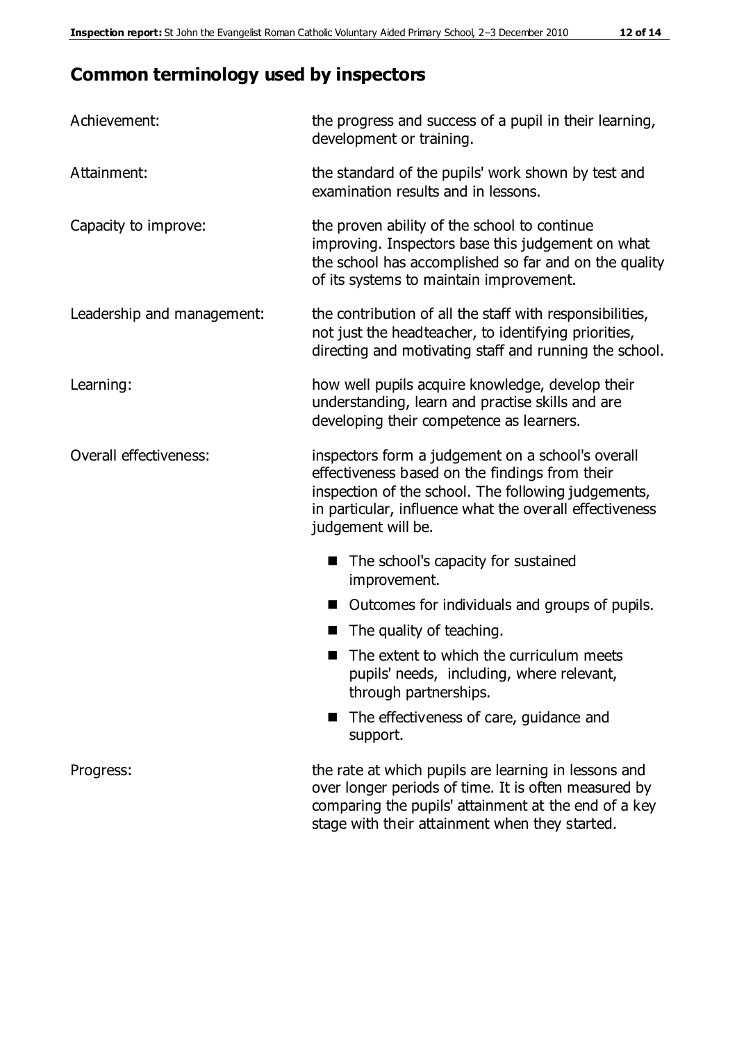## Common terminology used by inspectors

| | |
|---|---|
| Achievement: | the progress and success of a pupil in their learning, development or training. |
| Attainment: | the standard of the pupils' work shown by test and examination results and in lessons. |
| Capacity to improve: | the proven ability of the school to continue improving. Inspectors base this judgement on what the school has accomplished so far and on the quality of its systems to maintain improvement. |
| Leadership and management: | the contribution of all the staff with responsibilities, not just the headteacher, to identifying priorities, directing and motivating staff and running the school. |
| Learning: | how well pupils acquire knowledge, develop their understanding, learn and practise skills and are developing their competence as learners. |
| Overall effectiveness: | inspectors form a judgement on a school's overall effectiveness based on the findings from their inspection of the school. The following judgements, in particular, influence what the overall effectiveness judgement will be. <br>■ The school's capacity for sustained improvement.<br>■ Outcomes for individuals and groups of pupils.<br>■ The quality of teaching.<br>■ The extent to which the curriculum meets pupils' needs, including, where relevant, through partnerships.<br>■ The effectiveness of care, guidance and support. |
| Progress: | the rate at which pupils are learning in lessons and over longer periods of time. It is often measured by comparing the pupils' attainment at the end of a key stage with their attainment when they started. |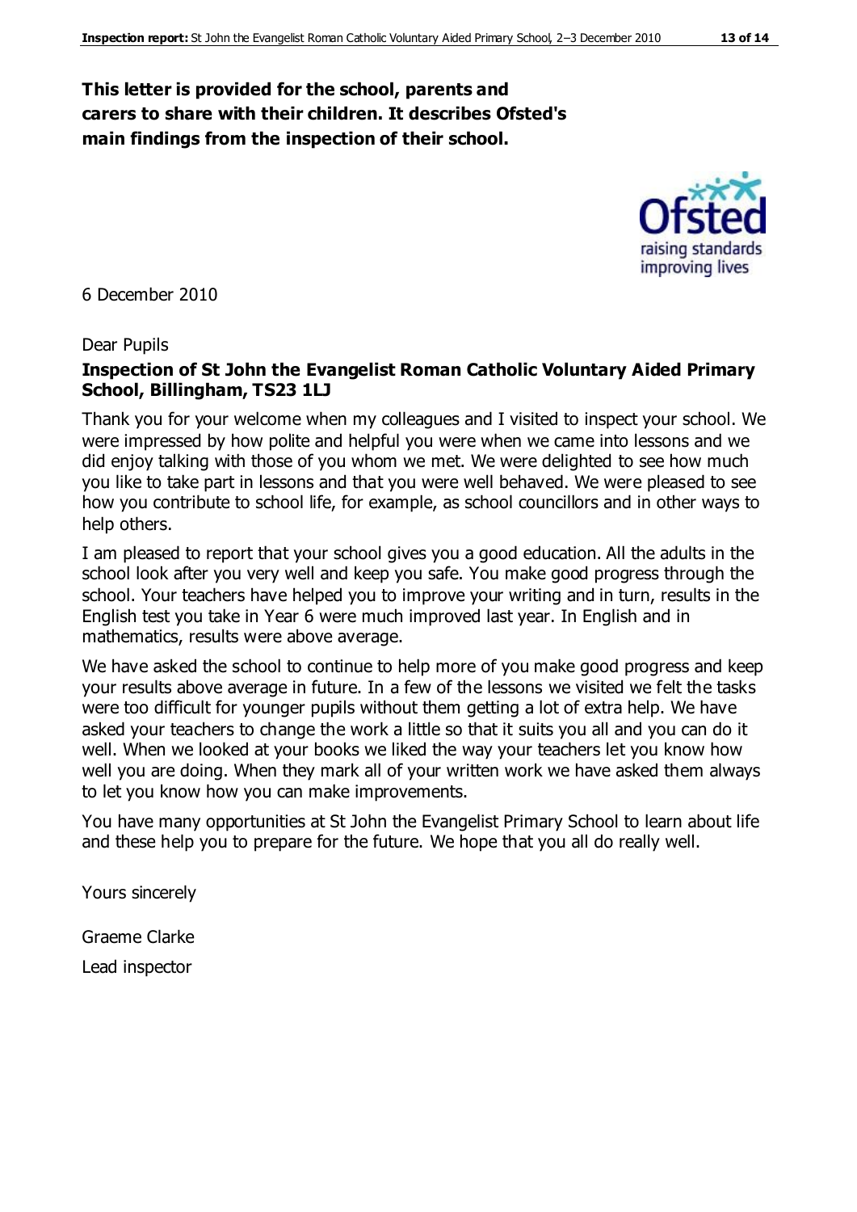**This letter is provided for the school, parents and carers to share with their children. It describes Ofsted's main findings from the inspection of their school.**

6 December 2010

Dear Pupils

**Inspection of St John the Evangelist Roman Catholic Voluntary Aided Primary School, Billingham, TS23 1LJ**

Thank you for your welcome when my colleagues and I visited to inspect your school. We were impressed by how polite and helpful you were when we came into lessons and we did enjoy talking with those of you whom we met. We were delighted to see how much you like to take part in lessons and that you were well behaved. We were pleased to see how you contribute to school life, for example, as school councillors and in other ways to help others.

I am pleased to report that your school gives you a good education. All the adults in the school look after you very well and keep you safe. You make good progress through the school. Your teachers have helped you to improve your writing and in turn, results in the English test you take in Year 6 were much improved last year. In English and in mathematics, results were above average.

We have asked the school to continue to help more of you make good progress and keep your results above average in future. In a few of the lessons we visited we felt the tasks were too difficult for younger pupils without them getting a lot of extra help. We have asked your teachers to change the work a little so that it suits you all and you can do it well. When we looked at your books we liked the way your teachers let you know how well you are doing. When they mark all of your written work we have asked them always to let you know how you can make improvements.

You have many opportunities at St John the Evangelist Primary School to learn about life and these help you to prepare for the future. We hope that you all do really well.

Yours sincerely

Graeme Clarke

Lead inspector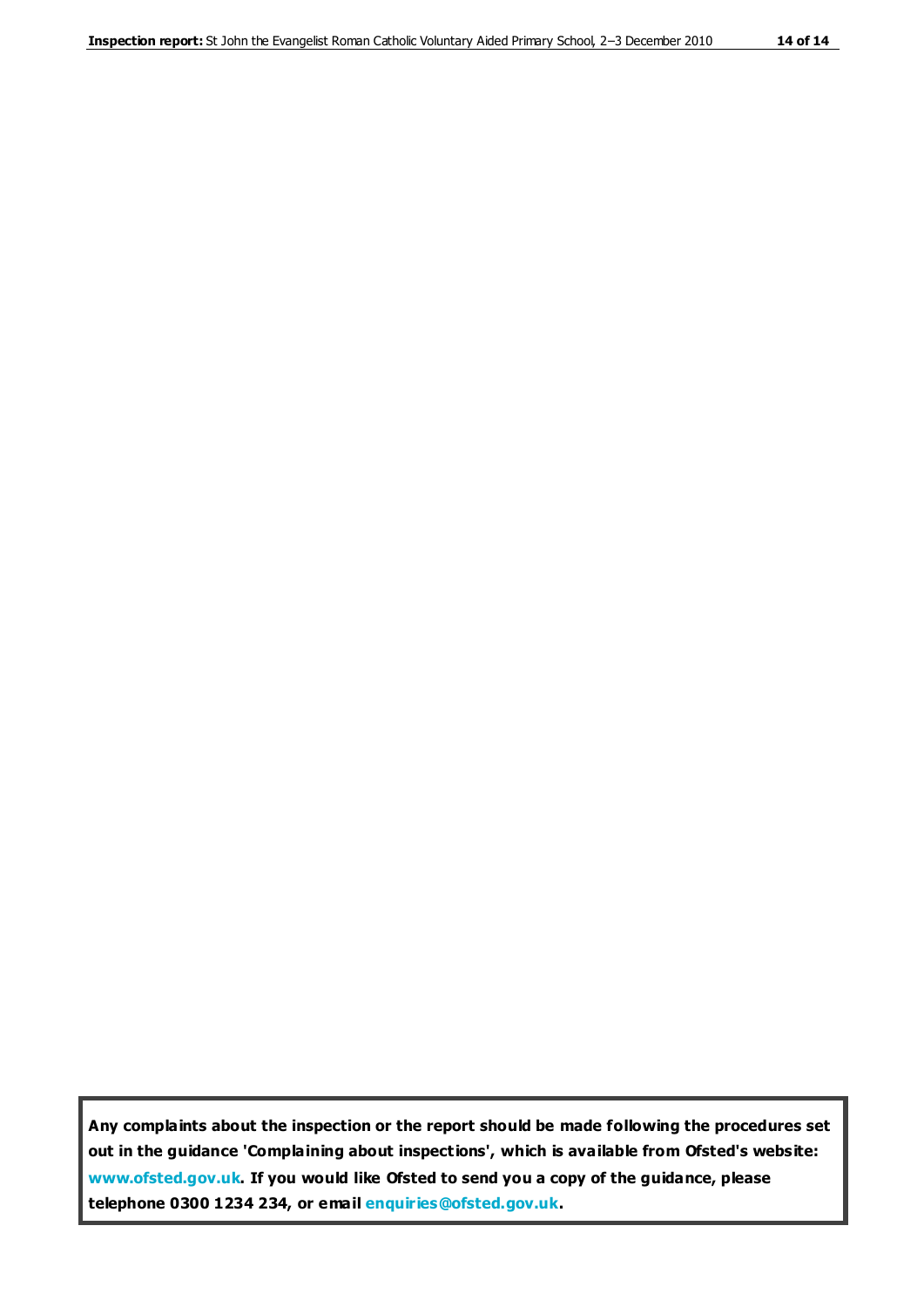**Any complaints about the inspection or the report should be made following the procedures set out in the guidance 'Complaining about inspections', which is available from Ofsted's website: www.ofsted.gov.uk. If you would like Ofsted to send you a copy of the guidance, please telephone 0300 1234 234, or email enquiries@ofsted.gov.uk.**